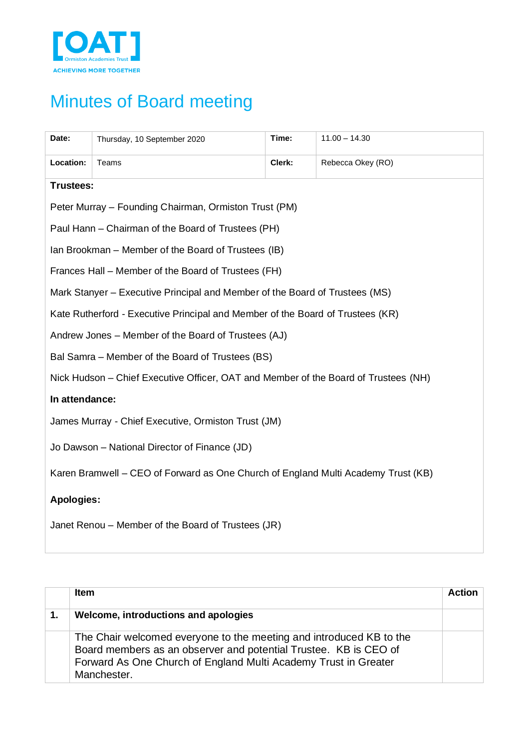[OAT]
Ormiston Academies Trust
ACHIEVING MORE TOGETHER

# Minutes of Board meeting

| **Date:** | Thursday, 10 September 2020 | **Time:** | 11.00 – 14.30 |
|---|---|---|---|
| **Location:** | Teams | **Clerk:** | Rebecca Okey (RO) |

**Trustees:**

Peter Murray – Founding Chairman, Ormiston Trust (PM)

Paul Hann – Chairman of the Board of Trustees (PH)

Ian Brookman – Member of the Board of Trustees (IB)

Frances Hall – Member of the Board of Trustees (FH)

Mark Stanyer – Executive Principal and Member of the Board of Trustees (MS)

Kate Rutherford - Executive Principal and Member of the Board of Trustees (KR)

Andrew Jones – Member of the Board of Trustees (AJ)

Bal Samra – Member of the Board of Trustees (BS)

Nick Hudson – Chief Executive Officer, OAT and Member of the Board of Trustees (NH)

**In attendance:**

James Murray - Chief Executive, Ormiston Trust (JM)

Jo Dawson – National Director of Finance (JD)

Karen Bramwell – CEO of Forward as One Church of England Multi Academy Trust (KB)

**Apologies:**

Janet Renou – Member of the Board of Trustees (JR)

| | Item | Action |
|---|---|---|
| **1.** | **Welcome, introductions and apologies** | |
| | The Chair welcomed everyone to the meeting and introduced KB to the Board members as an observer and potential Trustee. KB is CEO of Forward As One Church of England Multi Academy Trust in Greater Manchester. | |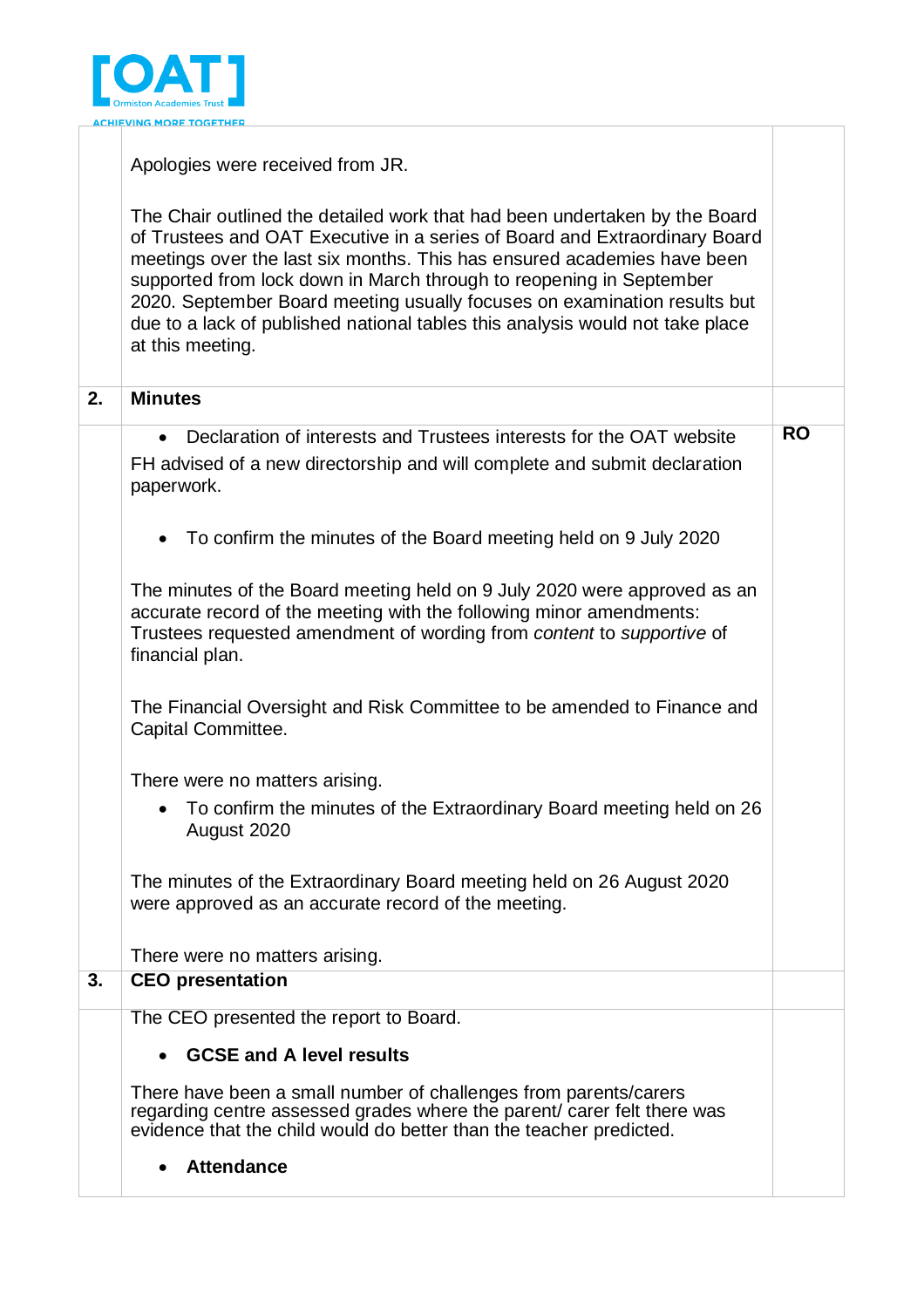| | | |
|---|---|---|
| | Apologies were received from JR.<br><br>The Chair outlined the detailed work that had been undertaken by the Board of Trustees and OAT Executive in a series of Board and Extraordinary Board meetings over the last six months. This has ensured academies have been supported from lock down in March through to reopening in September 2020. September Board meeting usually focuses on examination results but due to a lack of published national tables this analysis would not take place at this meeting. | |
| **2.** | **Minutes** | |
| | • Declaration of interests and Trustees interests for the OAT website<br>FH advised of a new directorship and will complete and submit declaration paperwork.<br><br>• To confirm the minutes of the Board meeting held on 9 July 2020<br><br>The minutes of the Board meeting held on 9 July 2020 were approved as an accurate record of the meeting with the following minor amendments: Trustees requested amendment of wording from *content* to *supportive* of financial plan.<br><br>The Financial Oversight and Risk Committee to be amended to Finance and Capital Committee.<br><br>There were no matters arising.<br>• To confirm the minutes of the Extraordinary Board meeting held on 26 August 2020<br><br>The minutes of the Extraordinary Board meeting held on 26 August 2020 were approved as an accurate record of the meeting.<br><br>There were no matters arising. | **RO** |
| **3.** | **CEO presentation** | |
| | The CEO presented the report to Board.<br><br>• **GCSE and A level results**<br><br>There have been a small number of challenges from parents/carers regarding centre assessed grades where the parent/ carer felt there was evidence that the child would do better than the teacher predicted.<br><br>• **Attendance** | |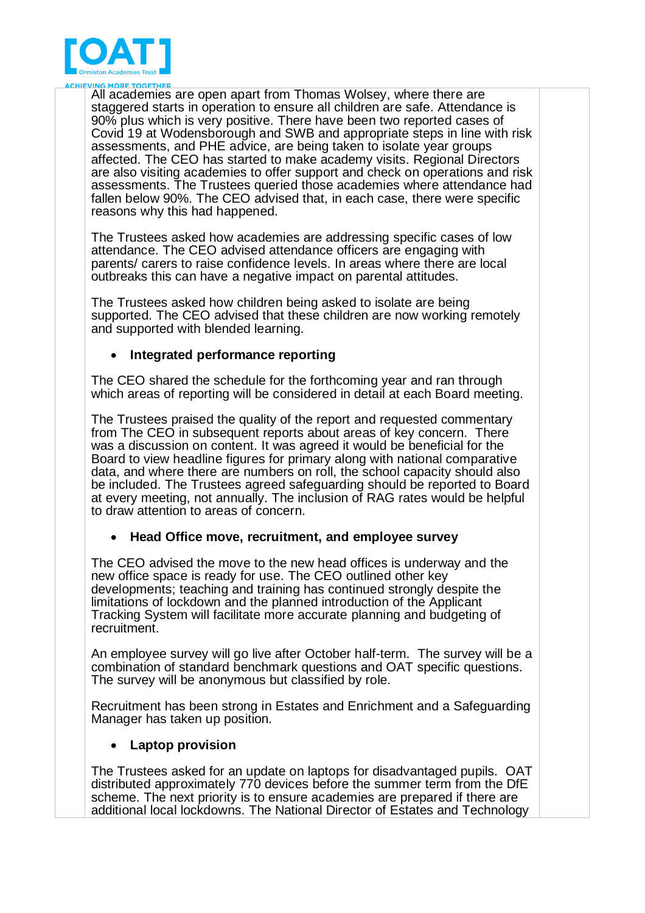All academies are open apart from Thomas Wolsey, where there are staggered starts in operation to ensure all children are safe. Attendance is 90% plus which is very positive. There have been two reported cases of Covid 19 at Wodensborough and SWB and appropriate steps in line with risk assessments, and PHE advice, are being taken to isolate year groups affected. The CEO has started to make academy visits. Regional Directors are also visiting academies to offer support and check on operations and risk assessments. The Trustees queried those academies where attendance had fallen below 90%. The CEO advised that, in each case, there were specific reasons why this had happened.

The Trustees asked how academies are addressing specific cases of low attendance. The CEO advised attendance officers are engaging with parents/ carers to raise confidence levels. In areas where there are local outbreaks this can have a negative impact on parental attitudes.

The Trustees asked how children being asked to isolate are being supported. The CEO advised that these children are now working remotely and supported with blended learning.

- **Integrated performance reporting**

The CEO shared the schedule for the forthcoming year and ran through which areas of reporting will be considered in detail at each Board meeting.

The Trustees praised the quality of the report and requested commentary from The CEO in subsequent reports about areas of key concern. There was a discussion on content. It was agreed it would be beneficial for the Board to view headline figures for primary along with national comparative data, and where there are numbers on roll, the school capacity should also be included. The Trustees agreed safeguarding should be reported to Board at every meeting, not annually. The inclusion of RAG rates would be helpful to draw attention to areas of concern.

- **Head Office move, recruitment, and employee survey**

The CEO advised the move to the new head offices is underway and the new office space is ready for use. The CEO outlined other key developments; teaching and training has continued strongly despite the limitations of lockdown and the planned introduction of the Applicant Tracking System will facilitate more accurate planning and budgeting of recruitment.

An employee survey will go live after October half-term. The survey will be a combination of standard benchmark questions and OAT specific questions. The survey will be anonymous but classified by role.

Recruitment has been strong in Estates and Enrichment and a Safeguarding Manager has taken up position.

- **Laptop provision**

The Trustees asked for an update on laptops for disadvantaged pupils. OAT distributed approximately 770 devices before the summer term from the DfE scheme. The next priority is to ensure academies are prepared if there are additional local lockdowns. The National Director of Estates and Technology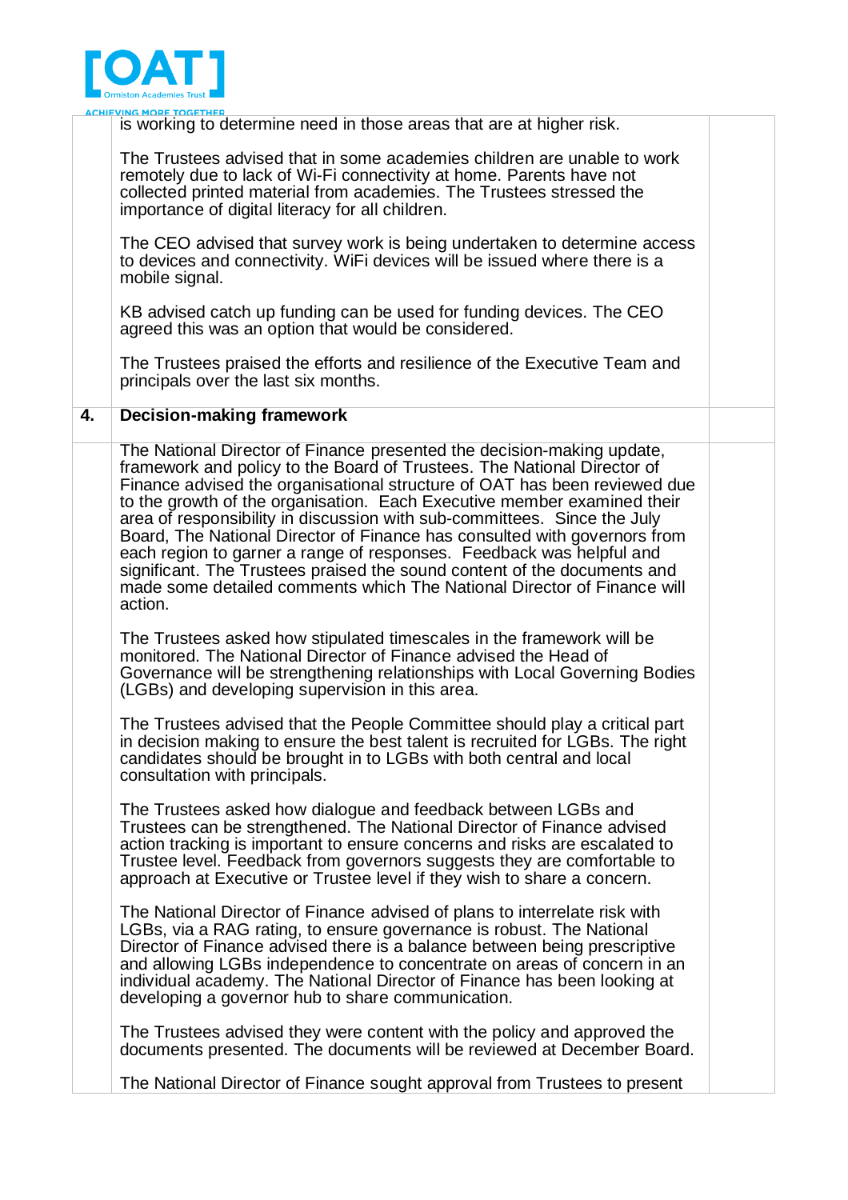| | | |
|---|---|---|
| | is working to determine need in those areas that are at higher risk.<br><br>The Trustees advised that in some academies children are unable to work remotely due to lack of Wi-Fi connectivity at home. Parents have not collected printed material from academies. The Trustees stressed the importance of digital literacy for all children.<br><br>The CEO advised that survey work is being undertaken to determine access to devices and connectivity. WiFi devices will be issued where there is a mobile signal.<br><br>KB advised catch up funding can be used for funding devices. The CEO agreed this was an option that would be considered.<br><br>The Trustees praised the efforts and resilience of the Executive Team and principals over the last six months. | |
| **4.** | **Decision-making framework** | |
| | The National Director of Finance presented the decision-making update, framework and policy to the Board of Trustees. The National Director of Finance advised the organisational structure of OAT has been reviewed due to the growth of the organisation. Each Executive member examined their area of responsibility in discussion with sub-committees. Since the July Board, The National Director of Finance has consulted with governors from each region to garner a range of responses. Feedback was helpful and significant. The Trustees praised the sound content of the documents and made some detailed comments which The National Director of Finance will action.<br><br>The Trustees asked how stipulated timescales in the framework will be monitored. The National Director of Finance advised the Head of Governance will be strengthening relationships with Local Governing Bodies (LGBs) and developing supervision in this area.<br><br>The Trustees advised that the People Committee should play a critical part in decision making to ensure the best talent is recruited for LGBs. The right candidates should be brought in to LGBs with both central and local consultation with principals.<br><br>The Trustees asked how dialogue and feedback between LGBs and Trustees can be strengthened. The National Director of Finance advised action tracking is important to ensure concerns and risks are escalated to Trustee level. Feedback from governors suggests they are comfortable to approach at Executive or Trustee level if they wish to share a concern.<br><br>The National Director of Finance advised of plans to interrelate risk with LGBs, via a RAG rating, to ensure governance is robust. The National Director of Finance advised there is a balance between being prescriptive and allowing LGBs independence to concentrate on areas of concern in an individual academy. The National Director of Finance has been looking at developing a governor hub to share communication.<br><br>The Trustees advised they were content with the policy and approved the documents presented. The documents will be reviewed at December Board.<br><br>The National Director of Finance sought approval from Trustees to present | |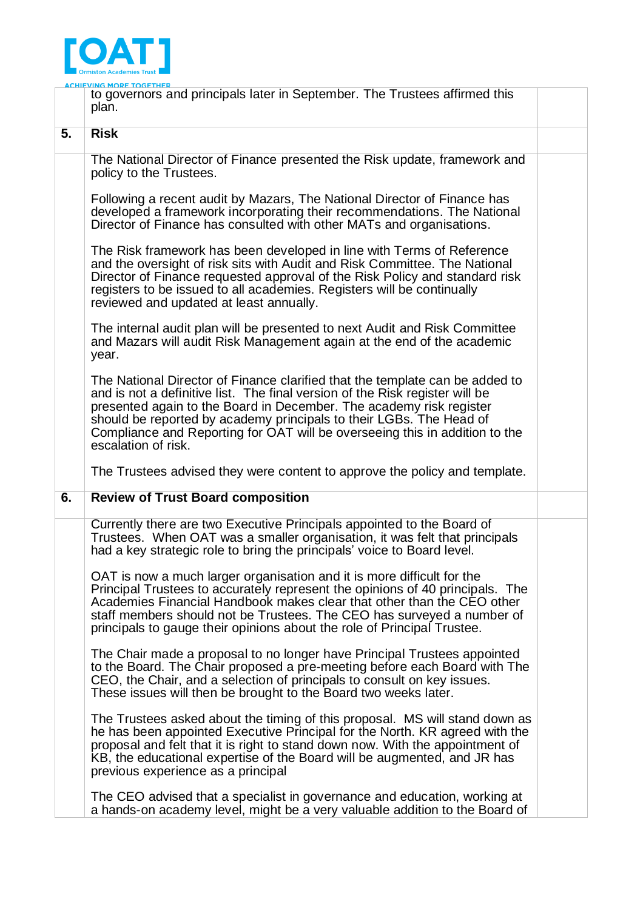| | | |
|---|---|---|
| | to governors and principals later in September. The Trustees affirmed this plan. | |
| **5.** | **Risk** | |
| | The National Director of Finance presented the Risk update, framework and policy to the Trustees.<br><br>Following a recent audit by Mazars, The National Director of Finance has developed a framework incorporating their recommendations. The National Director of Finance has consulted with other MATs and organisations.<br><br>The Risk framework has been developed in line with Terms of Reference and the oversight of risk sits with Audit and Risk Committee. The National Director of Finance requested approval of the Risk Policy and standard risk registers to be issued to all academies. Registers will be continually reviewed and updated at least annually.<br><br>The internal audit plan will be presented to next Audit and Risk Committee and Mazars will audit Risk Management again at the end of the academic year.<br><br>The National Director of Finance clarified that the template can be added to and is not a definitive list. The final version of the Risk register will be presented again to the Board in December. The academy risk register should be reported by academy principals to their LGBs. The Head of Compliance and Reporting for OAT will be overseeing this in addition to the escalation of risk.<br><br>The Trustees advised they were content to approve the policy and template. | |
| **6.** | **Review of Trust Board composition** | |
| | Currently there are two Executive Principals appointed to the Board of Trustees. When OAT was a smaller organisation, it was felt that principals had a key strategic role to bring the principals' voice to Board level.<br><br>OAT is now a much larger organisation and it is more difficult for the Principal Trustees to accurately represent the opinions of 40 principals. The Academies Financial Handbook makes clear that other than the CEO other staff members should not be Trustees. The CEO has surveyed a number of principals to gauge their opinions about the role of Principal Trustee.<br><br>The Chair made a proposal to no longer have Principal Trustees appointed to the Board. The Chair proposed a pre-meeting before each Board with The CEO, the Chair, and a selection of principals to consult on key issues. These issues will then be brought to the Board two weeks later.<br><br>The Trustees asked about the timing of this proposal. MS will stand down as he has been appointed Executive Principal for the North. KR agreed with the proposal and felt that it is right to stand down now. With the appointment of KB, the educational expertise of the Board will be augmented, and JR has previous experience as a principal<br><br>The CEO advised that a specialist in governance and education, working at a hands-on academy level, might be a very valuable addition to the Board of | |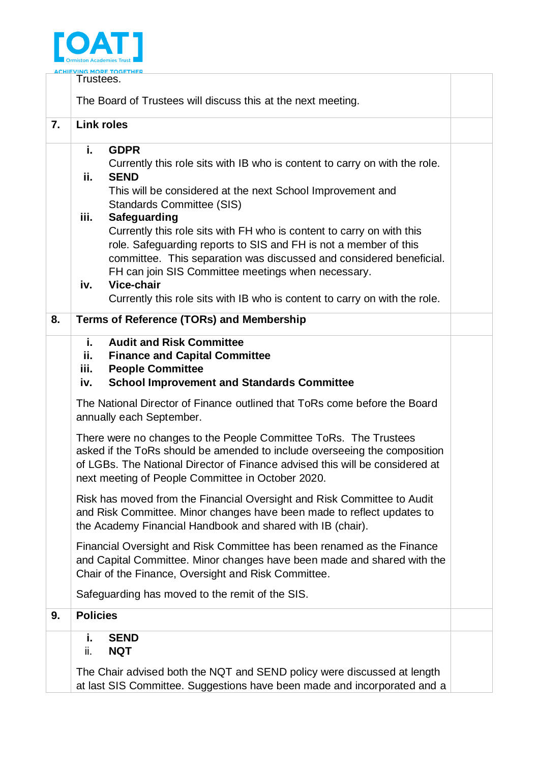| | | |
|---|---|---|
| | Trustees.<br><br>The Board of Trustees will discuss this at the next meeting. | |
| **7.** | **Link roles** | |
| | **i. GDPR**<br>Currently this role sits with IB who is content to carry on with the role.<br>**ii. SEND**<br>This will be considered at the next School Improvement and Standards Committee (SIS)<br>**iii. Safeguarding**<br>Currently this role sits with FH who is content to carry on with this role. Safeguarding reports to SIS and FH is not a member of this committee. This separation was discussed and considered beneficial. FH can join SIS Committee meetings when necessary.<br>**iv. Vice-chair**<br>Currently this role sits with IB who is content to carry on with the role. | |
| **8.** | **Terms of Reference (TORs) and Membership** | |
| | **i. Audit and Risk Committee**<br>**ii. Finance and Capital Committee**<br>**iii. People Committee**<br>**iv. School Improvement and Standards Committee**<br><br>The National Director of Finance outlined that ToRs come before the Board annually each September.<br><br>There were no changes to the People Committee ToRs. The Trustees asked if the ToRs should be amended to include overseeing the composition of LGBs. The National Director of Finance advised this will be considered at next meeting of People Committee in October 2020.<br><br>Risk has moved from the Financial Oversight and Risk Committee to Audit and Risk Committee. Minor changes have been made to reflect updates to the Academy Financial Handbook and shared with IB (chair).<br><br>Financial Oversight and Risk Committee has been renamed as the Finance and Capital Committee. Minor changes have been made and shared with the Chair of the Finance, Oversight and Risk Committee.<br><br>Safeguarding has moved to the remit of the SIS. | |
| **9.** | **Policies** | |
| | **i. SEND**<br>ii. **NQT**<br><br>The Chair advised both the NQT and SEND policy were discussed at length at last SIS Committee. Suggestions have been made and incorporated and a | |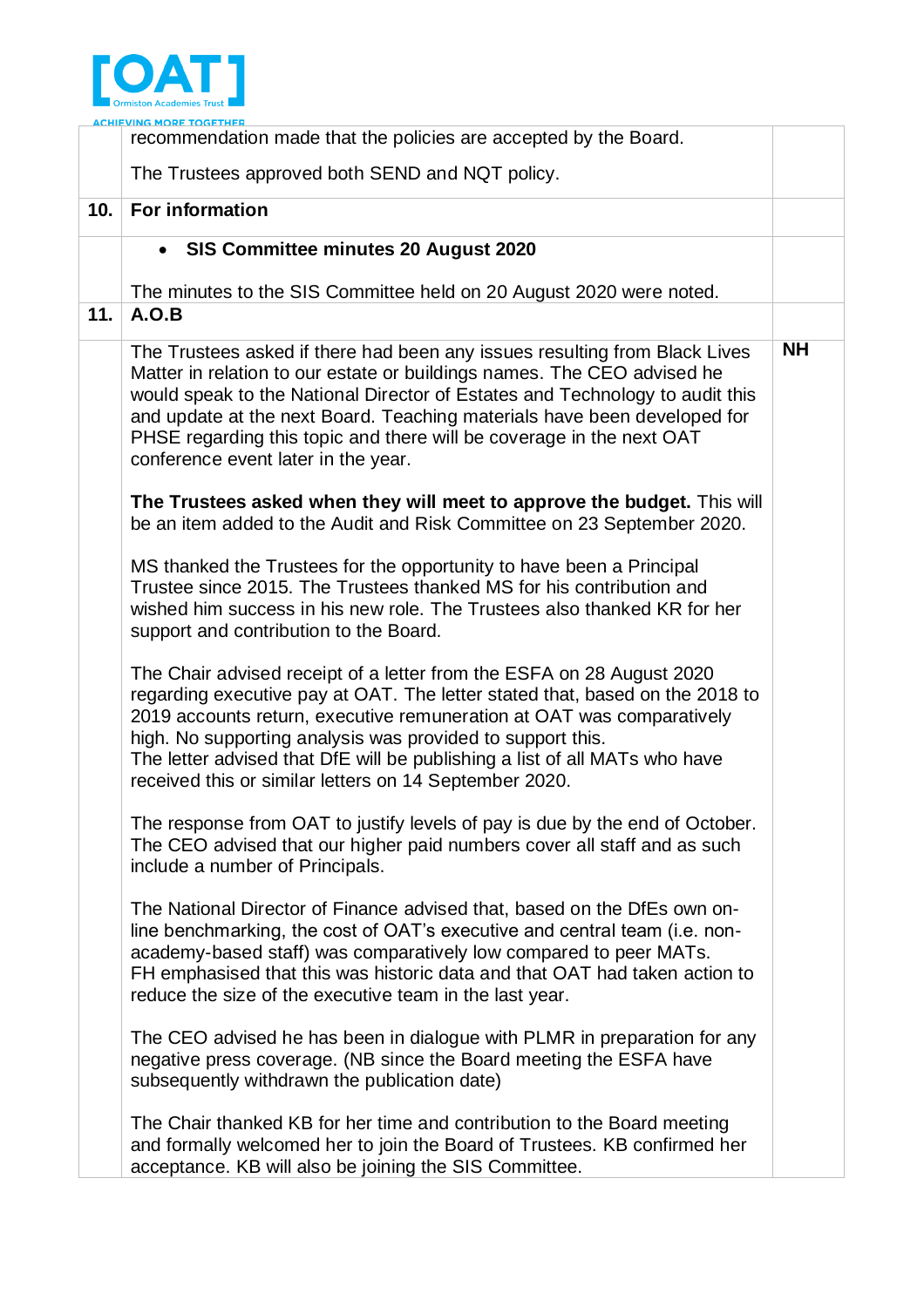| | | |
|---|---|---|
| | recommendation made that the policies are accepted by the Board.<br><br>The Trustees approved both SEND and NQT policy. | |
| **10.** | **For information** | |
| | • **SIS Committee minutes 20 August 2020**<br><br>The minutes to the SIS Committee held on 20 August 2020 were noted. | |
| **11.** | **A.O.B** | |
| | The Trustees asked if there had been any issues resulting from Black Lives Matter in relation to our estate or buildings names. The CEO advised he would speak to the National Director of Estates and Technology to audit this and update at the next Board. Teaching materials have been developed for PHSE regarding this topic and there will be coverage in the next OAT conference event later in the year.<br><br>**The Trustees asked when they will meet to approve the budget.** This will be an item added to the Audit and Risk Committee on 23 September 2020.<br><br>MS thanked the Trustees for the opportunity to have been a Principal Trustee since 2015. The Trustees thanked MS for his contribution and wished him success in his new role. The Trustees also thanked KR for her support and contribution to the Board.<br><br>The Chair advised receipt of a letter from the ESFA on 28 August 2020 regarding executive pay at OAT. The letter stated that, based on the 2018 to 2019 accounts return, executive remuneration at OAT was comparatively high. No supporting analysis was provided to support this.<br>The letter advised that DfE will be publishing a list of all MATs who have received this or similar letters on 14 September 2020.<br><br>The response from OAT to justify levels of pay is due by the end of October. The CEO advised that our higher paid numbers cover all staff and as such include a number of Principals.<br><br>The National Director of Finance advised that, based on the DfEs own on-line benchmarking, the cost of OAT's executive and central team (i.e. non-academy-based staff) was comparatively low compared to peer MATs.<br>FH emphasised that this was historic data and that OAT had taken action to reduce the size of the executive team in the last year.<br><br>The CEO advised he has been in dialogue with PLMR in preparation for any negative press coverage. (NB since the Board meeting the ESFA have subsequently withdrawn the publication date)<br><br>The Chair thanked KB for her time and contribution to the Board meeting and formally welcomed her to join the Board of Trustees. KB confirmed her acceptance. KB will also be joining the SIS Committee. | **NH** |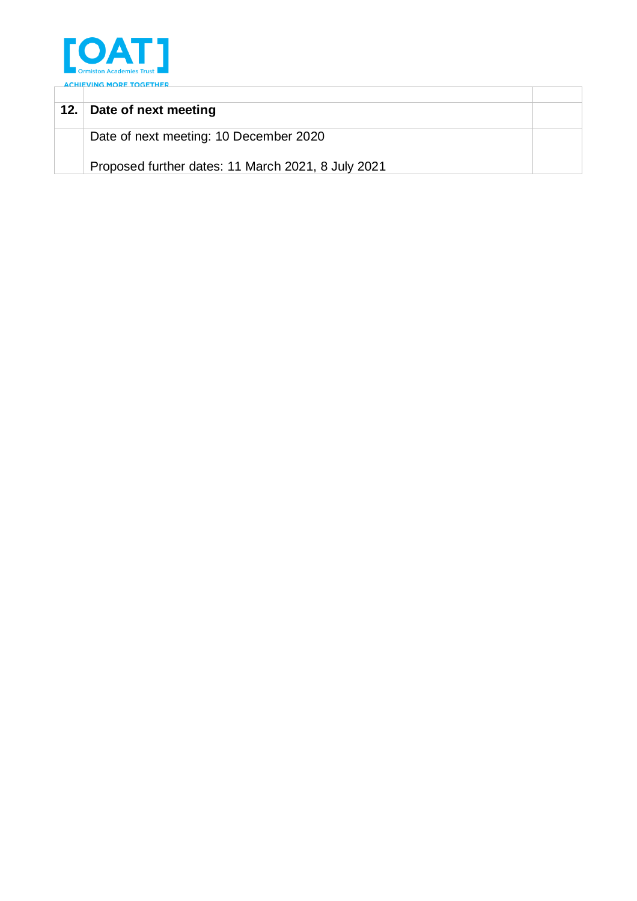| | | |
|---|---|---|
| **12.** | **Date of next meeting** | |
| | Date of next meeting: 10 December 2020<br><br>Proposed further dates: 11 March 2021, 8 July 2021 | |